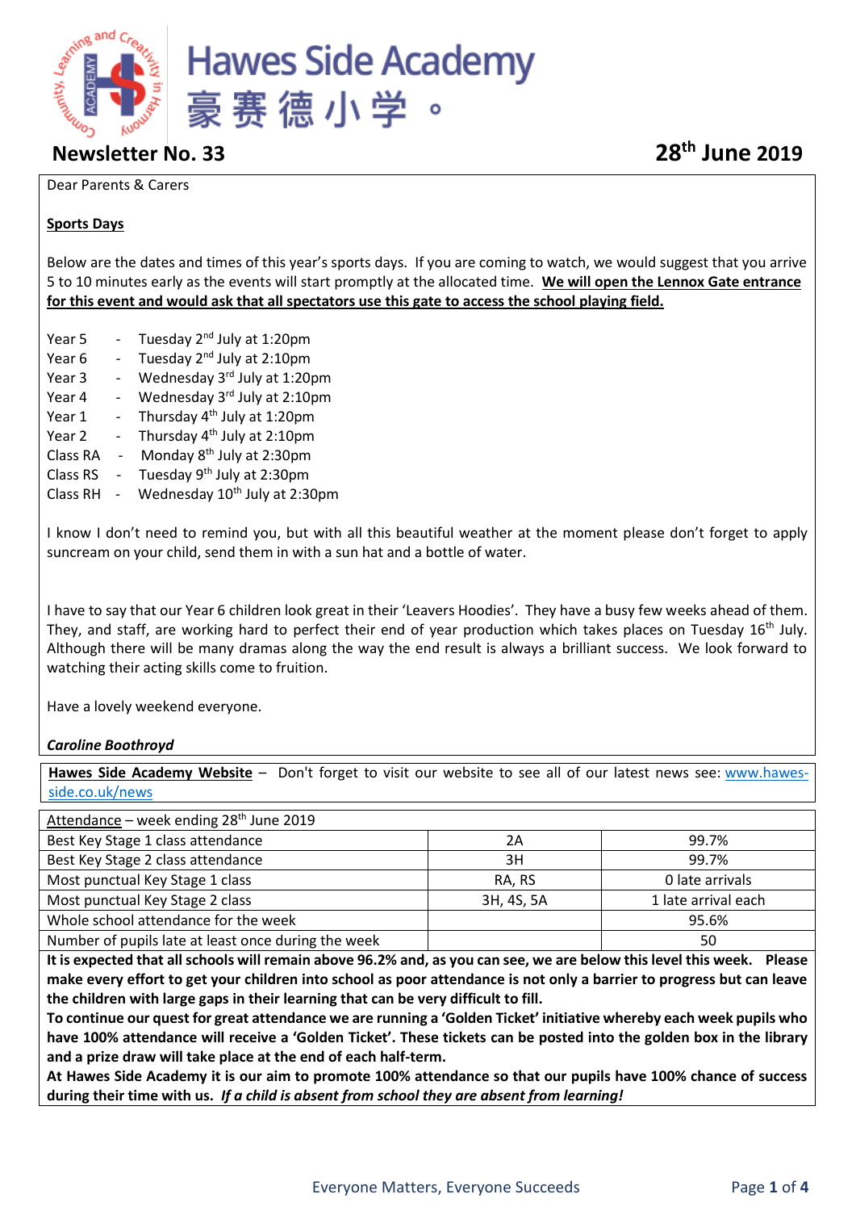# Hawes Side Academy

# 豪赛德小学。

## Newsletter No. 33

**28th June 2019**

Dear Parents & Carers

**Sports Days**

Below are the dates and times of this year's sports days. If you are coming to watch, we would suggest that you arrive 5 to 10 minutes early as the events will start promptly at the allocated time. **We will open the Lennox Gate entrance for this event and would ask that all spectators use this gate to access the school playing field.**

Year 5 - Tuesday 2nd July at 1:20pm
Year 6 - Tuesday 2nd July at 2:10pm
Year 3 - Wednesday 3rd July at 1:20pm
Year 4 - Wednesday 3rd July at 2:10pm
Year 1 - Thursday 4th July at 1:20pm
Year 2 - Thursday 4th July at 2:10pm
Class RA - Monday 8th July at 2:30pm
Class RS - Tuesday 9th July at 2:30pm
Class RH - Wednesday 10th July at 2:30pm

I know I don't need to remind you, but with all this beautiful weather at the moment please don't forget to apply suncream on your child, send them in with a sun hat and a bottle of water.

I have to say that our Year 6 children look great in their 'Leavers Hoodies'. They have a busy few weeks ahead of them. They, and staff, are working hard to perfect their end of year production which takes places on Tuesday 16th July. Although there will be many dramas along the way the end result is always a brilliant success. We look forward to watching their acting skills come to fruition.

Have a lovely weekend everyone.

***Caroline Boothroyd***

**Hawes Side Academy Website** – Don't forget to visit our website to see all of our latest news see: www.hawes-side.co.uk/news

| Attendance – week ending 28th June 2019 | | |
|---|---|---|
| Best Key Stage 1 class attendance | 2A | 99.7% |
| Best Key Stage 2 class attendance | 3H | 99.7% |
| Most punctual Key Stage 1 class | RA, RS | 0 late arrivals |
| Most punctual Key Stage 2 class | 3H, 4S, 5A | 1 late arrival each |
| Whole school attendance for the week | | 95.6% |
| Number of pupils late at least once during the week | | 50 |

**It is expected that all schools will remain above 96.2% and, as you can see, we are below this level this week. Please make every effort to get your children into school as poor attendance is not only a barrier to progress but can leave the children with large gaps in their learning that can be very difficult to fill.**

**To continue our quest for great attendance we are running a 'Golden Ticket' initiative whereby each week pupils who have 100% attendance will receive a 'Golden Ticket'. These tickets can be posted into the golden box in the library and a prize draw will take place at the end of each half-term.**

**At Hawes Side Academy it is our aim to promote 100% attendance so that our pupils have 100% chance of success during their time with us. *If a child is absent from school they are absent from learning!***

Everyone Matters, Everyone Succeeds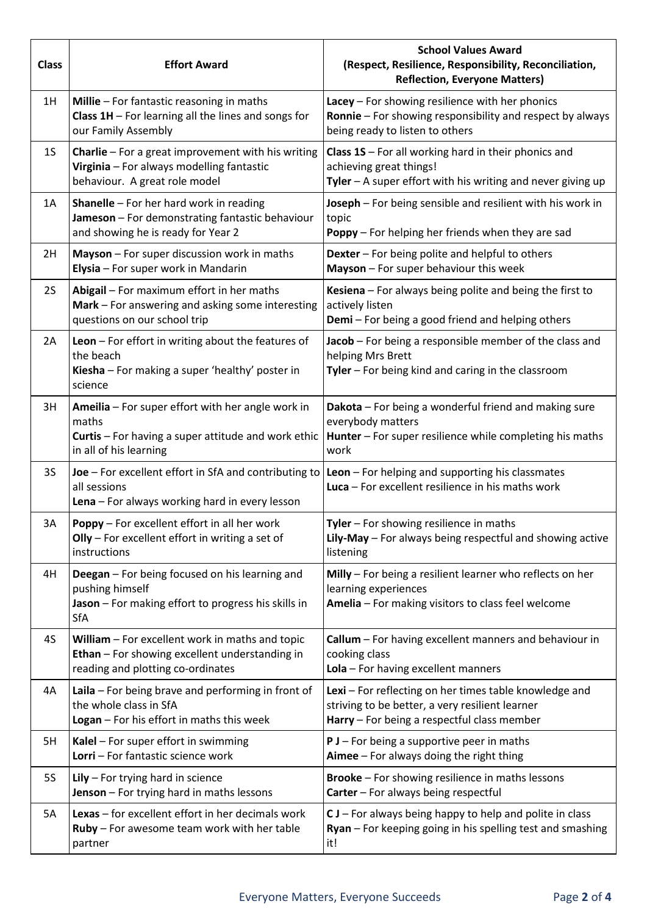| Class | Effort Award | School Values Award (Respect, Resilience, Responsibility, Reconciliation, Reflection, Everyone Matters) |
|---|---|---|
| 1H | **Millie** – For fantastic reasoning in maths<br>**Class 1H** – For learning all the lines and songs for our Family Assembly | **Lacey** – For showing resilience with her phonics<br>**Ronnie** – For showing responsibility and respect by always being ready to listen to others |
| 1S | **Charlie** – For a great improvement with his writing<br>**Virginia** – For always modelling fantastic behaviour. A great role model | **Class 1S** – For all working hard in their phonics and achieving great things!<br>**Tyler** – A super effort with his writing and never giving up |
| 1A | **Shanelle** – For her hard work in reading<br>**Jameson** – For demonstrating fantastic behaviour and showing he is ready for Year 2 | **Joseph** – For being sensible and resilient with his work in topic<br>**Poppy** – For helping her friends when they are sad |
| 2H | **Mayson** – For super discussion work in maths<br>**Elysia** – For super work in Mandarin | **Dexter** – For being polite and helpful to others<br>**Mayson** – For super behaviour this week |
| 2S | **Abigail** – For maximum effort in her maths<br>**Mark** – For answering and asking some interesting questions on our school trip | **Kesiena** – For always being polite and being the first to actively listen<br>**Demi** – For being a good friend and helping others |
| 2A | **Leon** – For effort in writing about the features of the beach<br>**Kiesha** – For making a super 'healthy' poster in science | **Jacob** – For being a responsible member of the class and helping Mrs Brett<br>**Tyler** – For being kind and caring in the classroom |
| 3H | **Ameilia** – For super effort with her angle work in maths<br>**Curtis** – For having a super attitude and work ethic in all of his learning | **Dakota** – For being a wonderful friend and making sure everybody matters<br>**Hunter** – For super resilience while completing his maths work |
| 3S | **Joe** – For excellent effort in SfA and contributing to all sessions<br>**Lena** – For always working hard in every lesson | **Leon** – For helping and supporting his classmates<br>**Luca** – For excellent resilience in his maths work |
| 3A | **Poppy** – For excellent effort in all her work<br>**Olly** – For excellent effort in writing a set of instructions | **Tyler** – For showing resilience in maths<br>**Lily-May** – For always being respectful and showing active listening |
| 4H | **Deegan** – For being focused on his learning and pushing himself<br>**Jason** – For making effort to progress his skills in SfA | **Milly** – For being a resilient learner who reflects on her learning experiences<br>**Amelia** – For making visitors to class feel welcome |
| 4S | **William** – For excellent work in maths and topic<br>**Ethan** – For showing excellent understanding in reading and plotting co-ordinates | **Callum** – For having excellent manners and behaviour in cooking class<br>**Lola** – For having excellent manners |
| 4A | **Laila** – For being brave and performing in front of the whole class in SfA<br>**Logan** – For his effort in maths this week | **Lexi** – For reflecting on her times table knowledge and striving to be better, a very resilient learner<br>**Harry** – For being a respectful class member |
| 5H | **Kalel** – For super effort in swimming<br>**Lorri** – For fantastic science work | **P J** – For being a supportive peer in maths<br>**Aimee** – For always doing the right thing |
| 5S | **Lily** – For trying hard in science<br>**Jenson** – For trying hard in maths lessons | **Brooke** – For showing resilience in maths lessons<br>**Carter** – For always being respectful |
| 5A | **Lexas** – for excellent effort in her decimals work<br>**Ruby** – For awesome team work with her table partner | **C J** – For always being happy to help and polite in class<br>**Ryan** – For keeping going in his spelling test and smashing it! |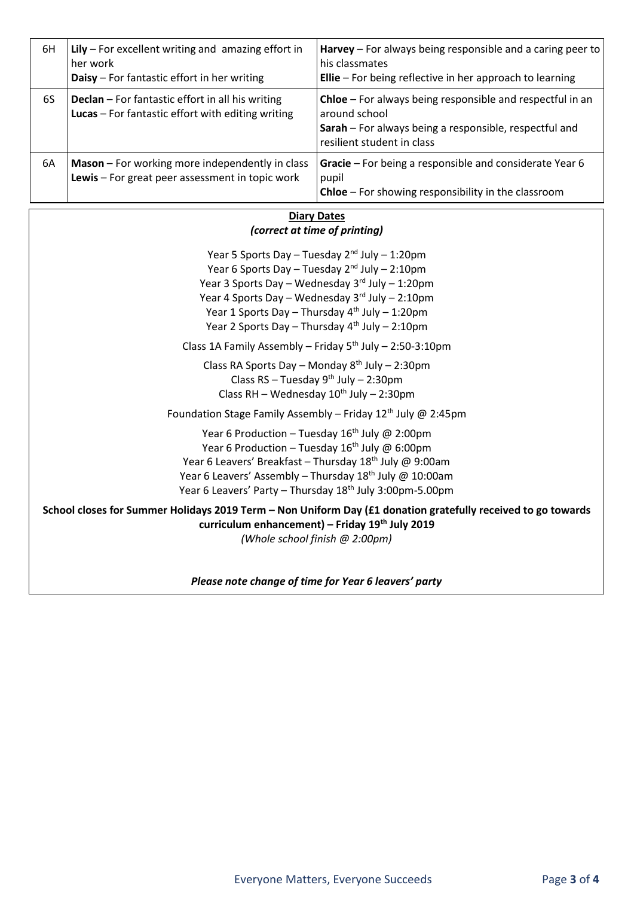| | | |
|---|---|---|
| 6H | **Lily** – For excellent writing and amazing effort in her work<br>**Daisy** – For fantastic effort in her writing | **Harvey** – For always being responsible and a caring peer to his classmates<br>**Ellie** – For being reflective in her approach to learning |
| 6S | **Declan** – For fantastic effort in all his writing<br>**Lucas** – For fantastic effort with editing writing | **Chloe** – For always being responsible and respectful in an around school<br>**Sarah** – For always being a responsible, respectful and resilient student in class |
| 6A | **Mason** – For working more independently in class<br>**Lewis** – For great peer assessment in topic work | **Gracie** – For being a responsible and considerate Year 6 pupil<br>**Chloe** – For showing responsibility in the classroom |

## Diary Dates

*(correct at time of printing)*

Year 5 Sports Day – Tuesday 2nd July – 1:20pm
Year 6 Sports Day – Tuesday 2nd July – 2:10pm
Year 3 Sports Day – Wednesday 3rd July – 1:20pm
Year 4 Sports Day – Wednesday 3rd July – 2:10pm
Year 1 Sports Day – Thursday 4th July – 1:20pm
Year 2 Sports Day – Thursday 4th July – 2:10pm

Class 1A Family Assembly – Friday 5th July – 2:50-3:10pm

Class RA Sports Day – Monday 8th July – 2:30pm
Class RS – Tuesday 9th July – 2:30pm
Class RH – Wednesday 10th July – 2:30pm

Foundation Stage Family Assembly – Friday 12th July @ 2:45pm

Year 6 Production – Tuesday 16th July @ 2:00pm
Year 6 Production – Tuesday 16th July @ 6:00pm
Year 6 Leavers' Breakfast – Thursday 18th July @ 9:00am
Year 6 Leavers' Assembly – Thursday 18th July @ 10:00am
Year 6 Leavers' Party – Thursday 18th July 3:00pm-5.00pm

**School closes for Summer Holidays 2019 Term – Non Uniform Day (£1 donation gratefully received to go towards curriculum enhancement) – Friday 19th July 2019**
*(Whole school finish @ 2:00pm)*

***Please note change of time for Year 6 leavers' party***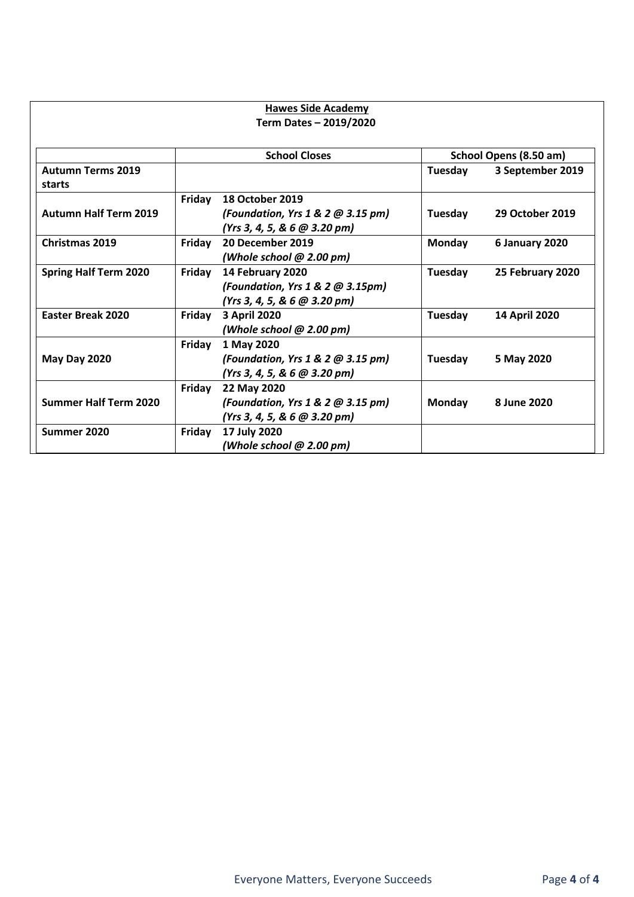**Hawes Side Academy**
**Term Dates – 2019/2020**

| | School Closes | | School Opens (8.50 am) | |
|---|---|---|---|---|
| **Autumn Terms 2019 starts** | | | **Tuesday** | **3 September 2019** |
| **Autumn Half Term 2019** | **Friday** | **18 October 2019**<br>***(Foundation, Yrs 1 & 2 @ 3.15 pm)***<br>***(Yrs 3, 4, 5, & 6 @ 3.20 pm)*** | **Tuesday** | **29 October 2019** |
| **Christmas 2019** | **Friday** | **20 December 2019**<br>***(Whole school @ 2.00 pm)*** | **Monday** | **6 January 2020** |
| **Spring Half Term 2020** | **Friday** | **14 February 2020**<br>***(Foundation, Yrs 1 & 2 @ 3.15pm)***<br>***(Yrs 3, 4, 5, & 6 @ 3.20 pm)*** | **Tuesday** | **25 February 2020** |
| **Easter Break 2020** | **Friday** | **3 April 2020**<br>***(Whole school @ 2.00 pm)*** | **Tuesday** | **14 April 2020** |
| **May Day 2020** | **Friday** | **1 May 2020**<br>***(Foundation, Yrs 1 & 2 @ 3.15 pm)***<br>***(Yrs 3, 4, 5, & 6 @ 3.20 pm)*** | **Tuesday** | **5 May 2020** |
| **Summer Half Term 2020** | **Friday** | **22 May 2020**<br>***(Foundation, Yrs 1 & 2 @ 3.15 pm)***<br>***(Yrs 3, 4, 5, & 6 @ 3.20 pm)*** | **Monday** | **8 June 2020** |
| **Summer 2020** | **Friday** | **17 July 2020**<br>***(Whole school @ 2.00 pm)*** | | |

Everyone Matters, Everyone Succeeds